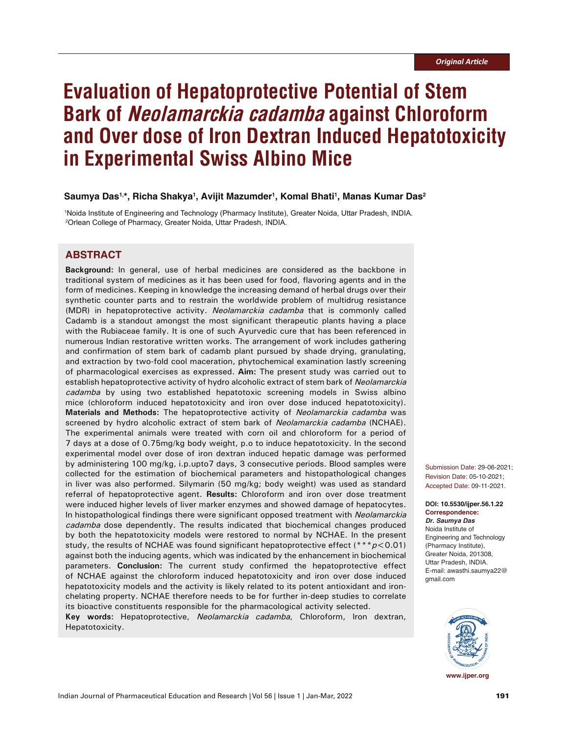Original Article

# Evaluation of Hepatoprotective Potential of Stem Bark of *Neolamarckia cadamba* against Chloroform and Over dose of Iron Dextran Induced Hepatotoxicity in Experimental Swiss Albino Mice

**Saumya Das[1,*], Richa Shakya[1], Avijit Mazumder[1], Komal Bhati[1], Manas Kumar Das[2]**

[1]Noida Institute of Engineering and Technology (Pharmacy Institute), Greater Noida, Uttar Pradesh, INDIA.
[2]Orlean College of Pharmacy, Greater Noida, Uttar Pradesh, INDIA.

## ABSTRACT

**Background:** In general, use of herbal medicines are considered as the backbone in traditional system of medicines as it has been used for food, flavoring agents and in the form of medicines. Keeping in knowledge the increasing demand of herbal drugs over their synthetic counter parts and to restrain the worldwide problem of multidrug resistance (MDR) in hepatoprotective activity. *Neolamarckia cadamba* that is commonly called Cadamb is a standout amongst the most significant therapeutic plants having a place with the Rubiaceae family. It is one of such Ayurvedic cure that has been referenced in numerous Indian restorative written works. The arrangement of work includes gathering and confirmation of stem bark of cadamb plant pursued by shade drying, granulating, and extraction by two-fold cool maceration, phytochemical examination lastly screening of pharmacological exercises as expressed. **Aim:** The present study was carried out to establish hepatoprotective activity of hydro alcoholic extract of stem bark of *Neolamarckia cadamba* by using two established hepatotoxic screening models in Swiss albino mice (chloroform induced hepatotoxicity and iron over dose induced hepatotoxicity). **Materials and Methods:** The hepatoprotective activity of *Neolamarckia cadamba* was screened by hydro alcoholic extract of stem bark of *Neolamarckia cadamba* (NCHAE). The experimental animals were treated with corn oil and chloroform for a period of 7 days at a dose of 0.75mg/kg body weight, p.o to induce hepatotoxicity. In the second experimental model over dose of iron dextran induced hepatic damage was performed by administering 100 mg/kg, i.p.upto7 days, 3 consecutive periods. Blood samples were collected for the estimation of biochemical parameters and histopathological changes in liver was also performed. Silymarin (50 mg/kg; body weight) was used as standard referral of hepatoprotective agent. **Results:** Chloroform and iron over dose treatment were induced higher levels of liver marker enzymes and showed damage of hepatocytes. In histopathological findings there were significant opposed treatment with *Neolamarckia cadamba* dose dependently. The results indicated that biochemical changes produced by both the hepatotoxicity models were restored to normal by NCHAE. In the present study, the results of NCHAE was found significant hepatoprotective effect (***$p<0.01$) against both the inducing agents, which was indicated by the enhancement in biochemical parameters. **Conclusion:** The current study confirmed the hepatoprotective effect of NCHAE against the chloroform induced hepatotoxicity and iron over dose induced hepatotoxicity models and the activity is likely related to its potent antioxidant and iron-chelating property. NCHAE therefore needs to be for further in-deep studies to correlate its bioactive constituents responsible for the pharmacological activity selected.

**Key words:** Hepatoprotective, *Neolamarckia cadamba*, Chloroform, Iron dextran, Hepatotoxicity.

Submission Date: 29-06-2021;
Revision Date: 05-10-2021;
Accepted Date: 09-11-2021.

**DOI: 10.5530/ijper.56.1.22**
**Correspondence:**
***Dr. Saumya Das***
Noida Institute of Engineering and Technology (Pharmacy Institute), Greater Noida, 201308, Uttar Pradesh, INDIA.
E-mail: awasthi.saumya22@gmail.com

www.ijper.org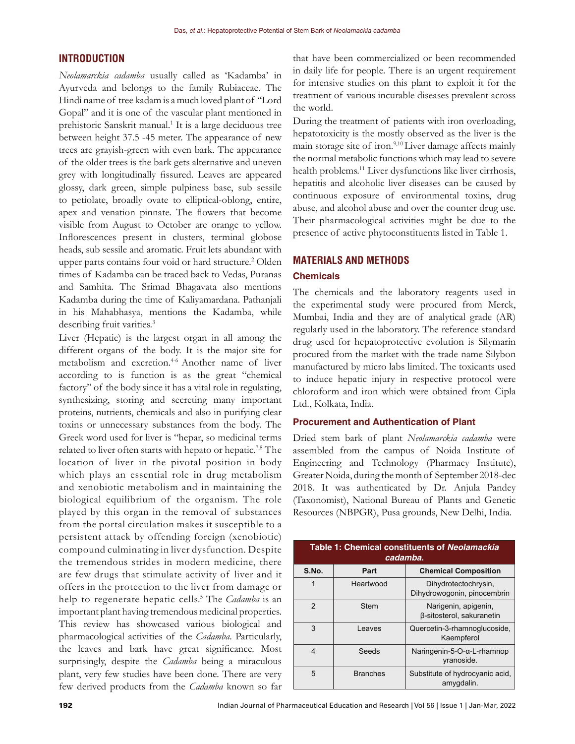## INTRODUCTION

*Neolamarckia cadamba* usually called as 'Kadamba' in Ayurveda and belongs to the family Rubiaceae. The Hindi name of tree kadam is a much loved plant of "Lord Gopal" and it is one of the vascular plant mentioned in prehistoric Sanskrit manual.[1] It is a large deciduous tree between height 37.5 -45 meter. The appearance of new trees are grayish-green with even bark. The appearance of the older trees is the bark gets alternative and uneven grey with longitudinally fissured. Leaves are appeared glossy, dark green, simple pulpiness base, sub sessile to petiolate, broadly ovate to elliptical-oblong, entire, apex and venation pinnate. The flowers that become visible from August to October are orange to yellow. Inflorescences present in clusters, terminal globose heads, sub sessile and aromatic. Fruit lets abundant with upper parts contains four void or hard structure.[2] Olden times of Kadamba can be traced back to Vedas, Puranas and Samhita. The Srimad Bhagavata also mentions Kadamba during the time of Kaliyamardana. Pathanjali in his Mahabhasya, mentions the Kadamba, while describing fruit varities.[3]

Liver (Hepatic) is the largest organ in all among the different organs of the body. It is the major site for metabolism and excretion.[4-6] Another name of liver according to is function is as the great "chemical factory" of the body since it has a vital role in regulating, synthesizing, storing and secreting many important proteins, nutrients, chemicals and also in purifying clear toxins or unnecessary substances from the body. The Greek word used for liver is "hepar, so medicinal terms related to liver often starts with hepato or hepatic.[7,8] The location of liver in the pivotal position in body which plays an essential role in drug metabolism and xenobiotic metabolism and in maintaining the biological equilibrium of the organism. The role played by this organ in the removal of substances from the portal circulation makes it susceptible to a persistent attack by offending foreign (xenobiotic) compound culminating in liver dysfunction. Despite the tremendous strides in modern medicine, there are few drugs that stimulate activity of liver and it offers in the protection to the liver from damage or help to regenerate hepatic cells.[5] The *Cadamba* is an important plant having tremendous medicinal properties. This review has showcased various biological and pharmacological activities of the *Cadamba*. Particularly, the leaves and bark have great significance. Most surprisingly, despite the *Cadamba* being a miraculous plant, very few studies have been done. There are very few derived products from the *Cadamba* known so far that have been commercialized or been recommended in daily life for people. There is an urgent requirement for intensive studies on this plant to exploit it for the treatment of various incurable diseases prevalent across the world.

During the treatment of patients with iron overloading, hepatotoxicity is the mostly observed as the liver is the main storage site of iron.[9,10] Liver damage affects mainly the normal metabolic functions which may lead to severe health problems.[11] Liver dysfunctions like liver cirrhosis, hepatitis and alcoholic liver diseases can be caused by continuous exposure of environmental toxins, drug abuse, and alcohol abuse and over the counter drug use. Their pharmacological activities might be due to the presence of active phytoconstituents listed in Table 1.

## MATERIALS AND METHODS

### Chemicals

The chemicals and the laboratory reagents used in the experimental study were procured from Merck, Mumbai, India and they are of analytical grade (AR) regularly used in the laboratory. The reference standard drug used for hepatoprotective evolution is Silymarin procured from the market with the trade name Silybon manufactured by micro labs limited. The toxicants used to induce hepatic injury in respective protocol were chloroform and iron which were obtained from Cipla Ltd., Kolkata, India.

### Procurement and Authentication of Plant

Dried stem bark of plant *Neolamarckia cadamba* were assembled from the campus of Noida Institute of Engineering and Technology (Pharmacy Institute), Greater Noida, during the month of September 2018-dec 2018. It was authenticated by Dr. Anjula Pandey (Taxonomist), National Bureau of Plants and Genetic Resources (NBPGR), Pusa grounds, New Delhi, India.

**Table 1: Chemical constituents of *Neolamackia cadamba.***

| S.No. | Part | Chemical Composition |
|---|---|---|
| 1 | Heartwood | Dihydrotectochrysin, Dihydrowogonin, pinocembrin |
| 2 | Stem | Narigenin, apigenin, β-sitosterol, sakuranetin |
| 3 | Leaves | Quercetin-3-rhamnoglucoside, Kaempferol |
| 4 | Seeds | Naringenin-5-O-α-L-rhamnopyranoside. |
| 5 | Branches | Substitute of hydrocyanic acid, amygdalin. |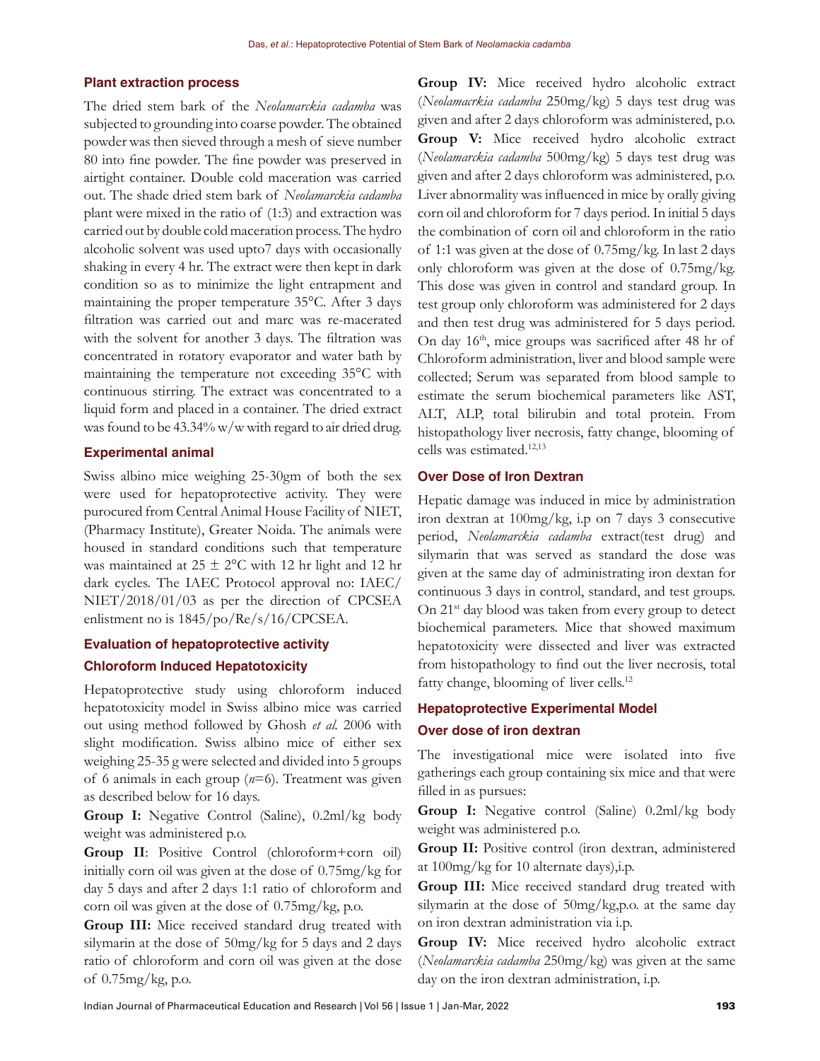### Plant extraction process

The dried stem bark of the *Neolamarckia cadamba* was subjected to grounding into coarse powder. The obtained powder was then sieved through a mesh of sieve number 80 into fine powder. The fine powder was preserved in airtight container. Double cold maceration was carried out. The shade dried stem bark of *Neolamarckia cadamba* plant were mixed in the ratio of (1:3) and extraction was carried out by double cold maceration process. The hydro alcoholic solvent was used upto7 days with occasionally shaking in every 4 hr. The extract were then kept in dark condition so as to minimize the light entrapment and maintaining the proper temperature 35°C. After 3 days filtration was carried out and marc was re-macerated with the solvent for another 3 days. The filtration was concentrated in rotatory evaporator and water bath by maintaining the temperature not exceeding 35°C with continuous stirring. The extract was concentrated to a liquid form and placed in a container. The dried extract was found to be 43.34% w/w with regard to air dried drug.

### Experimental animal

Swiss albino mice weighing 25-30gm of both the sex were used for hepatoprotective activity. They were purocured from Central Animal House Facility of NIET, (Pharmacy Institute), Greater Noida. The animals were housed in standard conditions such that temperature was maintained at 25 ± 2°C with 12 hr light and 12 hr dark cycles. The IAEC Protocol approval no: IAEC/NIET/2018/01/03 as per the direction of CPCSEA enlistment no is 1845/po/Re/s/16/CPCSEA.

### Evaluation of hepatoprotective activity

#### Chloroform Induced Hepatotoxicity

Hepatoprotective study using chloroform induced hepatotoxicity model in Swiss albino mice was carried out using method followed by Ghosh *et al.* 2006 with slight modification. Swiss albino mice of either sex weighing 25-35 g were selected and divided into 5 groups of 6 animals in each group ($n$=6). Treatment was given as described below for 16 days.

**Group I:** Negative Control (Saline), 0.2ml/kg body weight was administered p.o.

**Group II**: Positive Control (chloroform+corn oil) initially corn oil was given at the dose of 0.75mg/kg for day 5 days and after 2 days 1:1 ratio of chloroform and corn oil was given at the dose of 0.75mg/kg, p.o.

**Group III:** Mice received standard drug treated with silymarin at the dose of 50mg/kg for 5 days and 2 days ratio of chloroform and corn oil was given at the dose of 0.75mg/kg, p.o.

**Group IV:** Mice received hydro alcoholic extract (*Neolamacrkia cadamba* 250mg/kg) 5 days test drug was given and after 2 days chloroform was administered, p.o.

**Group V:** Mice received hydro alcoholic extract (*Neolamarckia cadamba* 500mg/kg) 5 days test drug was given and after 2 days chloroform was administered, p.o.

Liver abnormality was influenced in mice by orally giving corn oil and chloroform for 7 days period. In initial 5 days the combination of corn oil and chloroform in the ratio of 1:1 was given at the dose of 0.75mg/kg. In last 2 days only chloroform was given at the dose of 0.75mg/kg. This dose was given in control and standard group. In test group only chloroform was administered for 2 days and then test drug was administered for 5 days period. On day 16th, mice groups was sacrificed after 48 hr of Chloroform administration, liver and blood sample were collected; Serum was separated from blood sample to estimate the serum biochemical parameters like AST, ALT, ALP, total bilirubin and total protein. From histopathology liver necrosis, fatty change, blooming of cells was estimated.[12,13]

#### Over Dose of Iron Dextran

Hepatic damage was induced in mice by administration iron dextran at 100mg/kg, i.p on 7 days 3 consecutive period, *Neolamarckia cadamba* extract(test drug) and silymarin that was served as standard the dose was given at the same day of administrating iron dextan for continuous 3 days in control, standard, and test groups. On 21st day blood was taken from every group to detect biochemical parameters. Mice that showed maximum hepatotoxicity were dissected and liver was extracted from histopathology to find out the liver necrosis, total fatty change, blooming of liver cells.[12]

### Hepatoprotective Experimental Model

#### Over dose of iron dextran

The investigational mice were isolated into five gatherings each group containing six mice and that were filled in as pursues:

**Group I:** Negative control (Saline) 0.2ml/kg body weight was administered p.o.

**Group II:** Positive control (iron dextran, administered at 100mg/kg for 10 alternate days),i.p.

**Group III:** Mice received standard drug treated with silymarin at the dose of 50mg/kg,p.o. at the same day on iron dextran administration via i.p.

**Group IV:** Mice received hydro alcoholic extract (*Neolamarckia cadamba* 250mg/kg) was given at the same day on the iron dextran administration, i.p.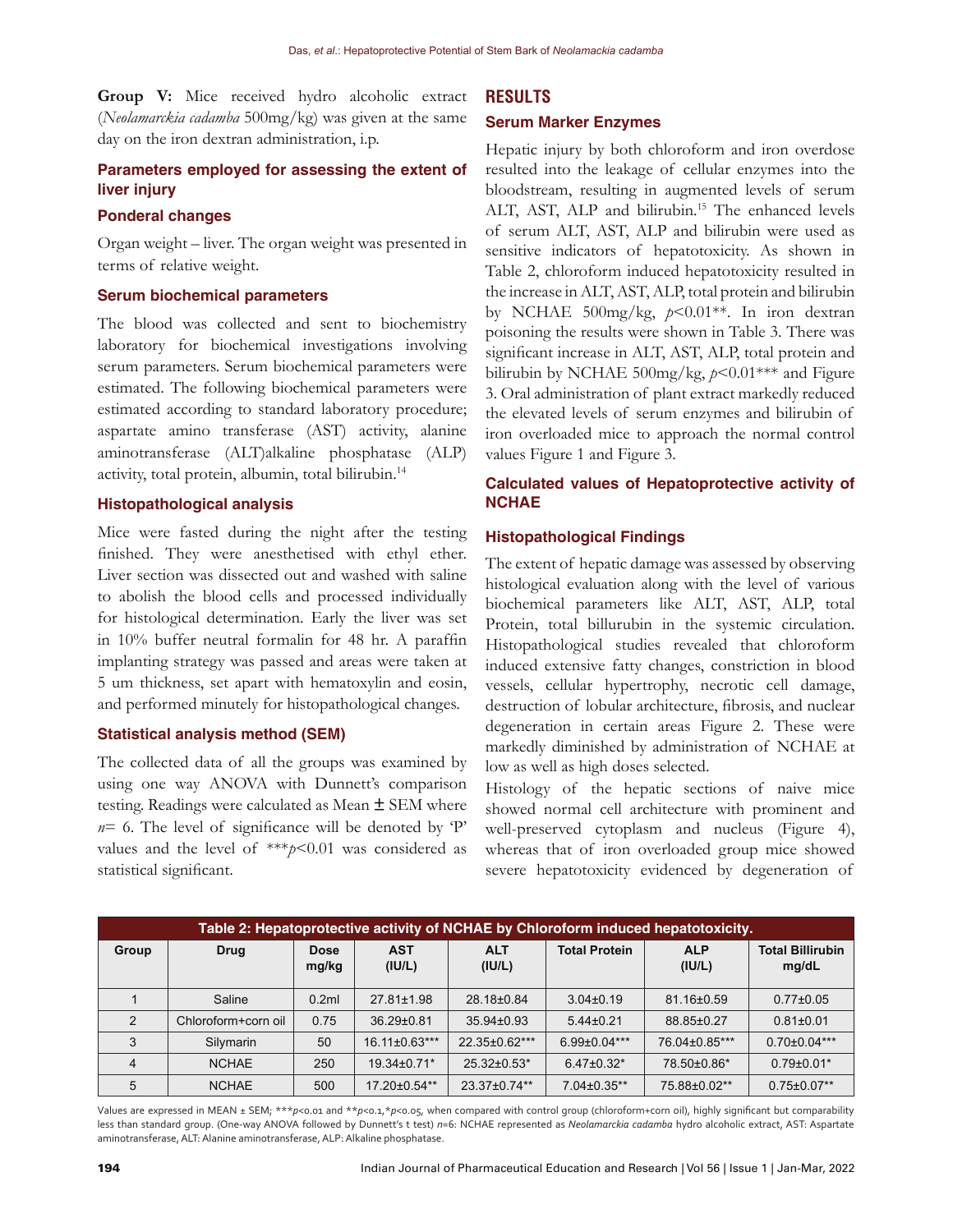**Group V:** Mice received hydro alcoholic extract (*Neolamarckia cadamba* 500mg/kg) was given at the same day on the iron dextran administration, i.p.

### Parameters employed for assessing the extent of liver injury

### Ponderal changes

Organ weight – liver. The organ weight was presented in terms of relative weight.

### Serum biochemical parameters

The blood was collected and sent to biochemistry laboratory for biochemical investigations involving serum parameters. Serum biochemical parameters were estimated. The following biochemical parameters were estimated according to standard laboratory procedure; aspartate amino transferase (AST) activity, alanine aminotransferase (ALT)alkaline phosphatase (ALP) activity, total protein, albumin, total bilirubin.[14]

### Histopathological analysis

Mice were fasted during the night after the testing finished. They were anesthetised with ethyl ether. Liver section was dissected out and washed with saline to abolish the blood cells and processed individually for histological determination. Early the liver was set in 10% buffer neutral formalin for 48 hr. A paraffin implanting strategy was passed and areas were taken at 5 um thickness, set apart with hematoxylin and eosin, and performed minutely for histopathological changes.

### Statistical analysis method (SEM)

The collected data of all the groups was examined by using one way ANOVA with Dunnett's comparison testing. Readings were calculated as Mean ± SEM where $n$= 6. The level of significance will be denoted by 'P' values and the level of $***p<0.01$ was considered as statistical significant.

## RESULTS

### Serum Marker Enzymes

Hepatic injury by both chloroform and iron overdose resulted into the leakage of cellular enzymes into the bloodstream, resulting in augmented levels of serum ALT, AST, ALP and bilirubin.[15] The enhanced levels of serum ALT, AST, ALP and bilirubin were used as sensitive indicators of hepatotoxicity. As shown in Table 2, chloroform induced hepatotoxicity resulted in the increase in ALT, AST, ALP, total protein and bilirubin by NCHAE 500mg/kg, $p<0.01$**. In iron dextran poisoning the results were shown in Table 3. There was significant increase in ALT, AST, ALP, total protein and bilirubin by NCHAE 500mg/kg, $p<0.01$*** and Figure 3. Oral administration of plant extract markedly reduced the elevated levels of serum enzymes and bilirubin of iron overloaded mice to approach the normal control values Figure 1 and Figure 3.

### Calculated values of Hepatoprotective activity of NCHAE

### Histopathological Findings

The extent of hepatic damage was assessed by observing histological evaluation along with the level of various biochemical parameters like ALT, AST, ALP, total Protein, total billurubin in the systemic circulation. Histopathological studies revealed that chloroform induced extensive fatty changes, constriction in blood vessels, cellular hypertrophy, necrotic cell damage, destruction of lobular architecture, fibrosis, and nuclear degeneration in certain areas Figure 2. These were markedly diminished by administration of NCHAE at low as well as high doses selected.

Histology of the hepatic sections of naive mice showed normal cell architecture with prominent and well-preserved cytoplasm and nucleus (Figure 4), whereas that of iron overloaded group mice showed severe hepatotoxicity evidenced by degeneration of

**Table 2: Hepatoprotective activity of NCHAE by Chloroform induced hepatotoxicity.**

| Group | Drug | Dose mg/kg | AST (IU/L) | ALT (IU/L) | Total Protein | ALP (IU/L) | Total Billirubin mg/dL |
|---|---|---|---|---|---|---|---|
| 1 | Saline | 0.2ml | 27.81±1.98 | 28.18±0.84 | 3.04±0.19 | 81.16±0.59 | 0.77±0.05 |
| 2 | Chloroform+corn oil | 0.75 | 36.29±0.81 | 35.94±0.93 | 5.44±0.21 | 88.85±0.27 | 0.81±0.01 |
| 3 | Silymarin | 50 | 16.11±0.63*** | 22.35±0.62*** | 6.99±0.04*** | 76.04±0.85*** | 0.70±0.04*** |
| 4 | NCHAE | 250 | 19.34±0.71* | 25.32±0.53* | 6.47±0.32* | 78.50±0.86* | 0.79±0.01* |
| 5 | NCHAE | 500 | 17.20±0.54** | 23.37±0.74** | 7.04±0.35** | 75.88±0.02** | 0.75±0.07** |

Values are expressed in MEAN ± SEM; $***p<0.01$ and $**p<0.1$, $*p<0.05$, when compared with control group (chloroform+corn oil), highly significant but comparability less than standard group. (One-way ANOVA followed by Dunnett's t test) $n$=6: NCHAE represented as *Neolamarckia cadamba* hydro alcoholic extract, AST: Aspartate aminotransferase, ALT: Alanine aminotransferase, ALP: Alkaline phosphatase.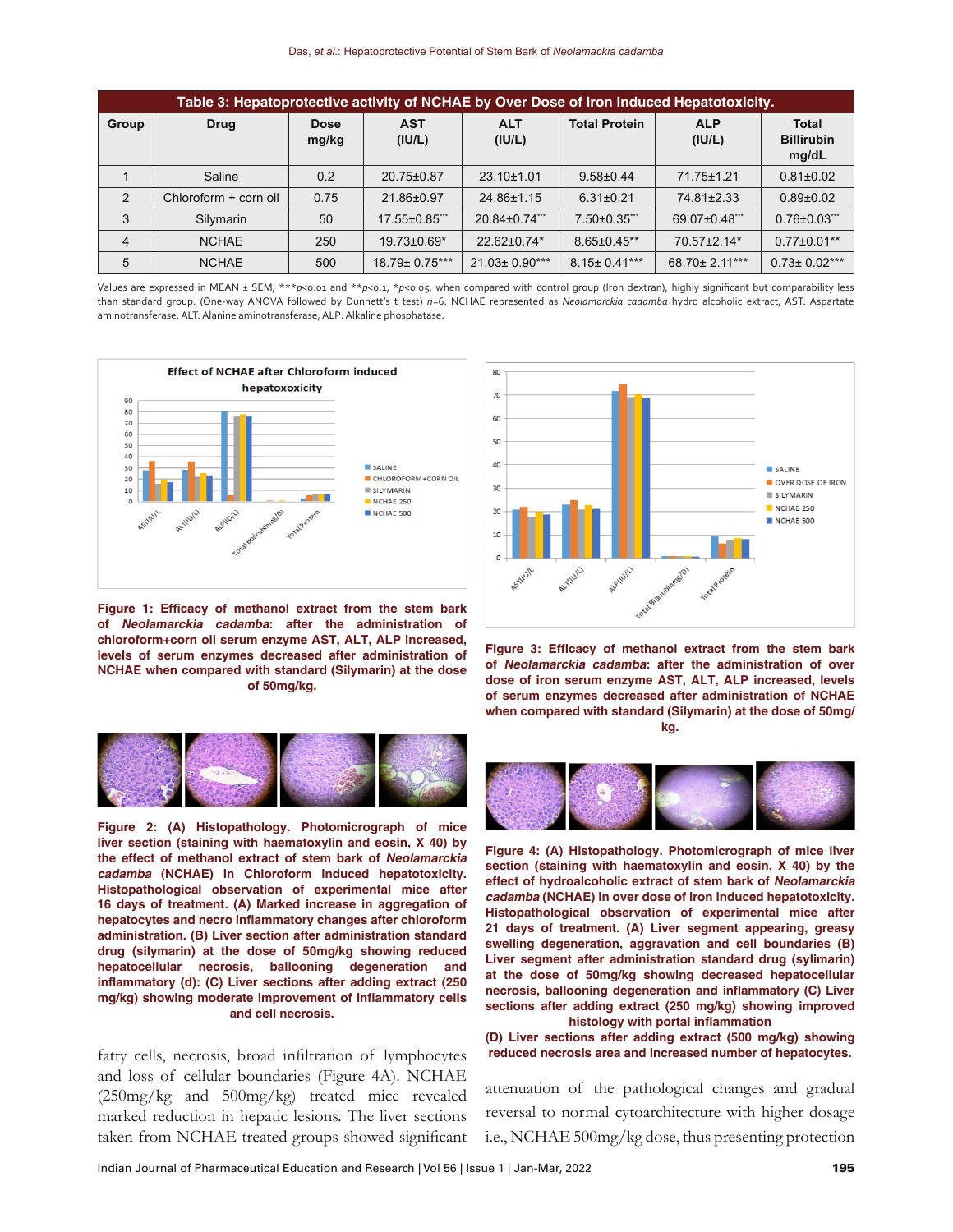**Table 3: Hepatoprotective activity of NCHAE by Over Dose of Iron Induced Hepatotoxicity.**

| Group | Drug | Dose mg/kg | AST (IU/L) | ALT (IU/L) | Total Protein | ALP (IU/L) | Total Billirubin mg/dL |
|---|---|---|---|---|---|---|---|
| 1 | Saline | 0.2 | 20.75±0.87 | 23.10±1.01 | 9.58±0.44 | 71.75±1.21 | 0.81±0.02 |
| 2 | Chloroform + corn oil | 0.75 | 21.86±0.97 | 24.86±1.15 | 6.31±0.21 | 74.81±2.33 | 0.89±0.02 |
| 3 | Silymarin | 50 | 17.55±0.85*** | 20.84±0.74*** | 7.50±0.35*** | 69.07±0.48*** | 0.76±0.03*** |
| 4 | NCHAE | 250 | 19.73±0.69* | 22.62±0.74* | 8.65±0.45** | 70.57±2.14* | 0.77±0.01** |
| 5 | NCHAE | 500 | 18.79± 0.75*** | 21.03± 0.90*** | 8.15± 0.41*** | 68.70± 2.11*** | 0.73± 0.02*** |

Values are expressed in MEAN ± SEM; ***$p$<0.01 and **$p$<0.1, *$p$<0.05, when compared with control group (Iron dextran), highly significant but comparability less than standard group. (One-way ANOVA followed by Dunnett's t test) $n$=6: NCHAE represented as *Neolamarckia cadamba* hydro alcoholic extract, AST: Aspartate aminotransferase, ALT: Alanine aminotransferase, ALP: Alkaline phosphatase.

**Figure 1: Efficacy of methanol extract from the stem bark of *Neolamarckia cadamba*: after the administration of chloroform+corn oil serum enzyme AST, ALT, ALP increased, levels of serum enzymes decreased after administration of NCHAE when compared with standard (Silymarin) at the dose of 50mg/kg.**

**Figure 2: (A) Histopathology. Photomicrograph of mice liver section (staining with haematoxylin and eosin, X 40) by the effect of methanol extract of stem bark of *Neolamarckia cadamba* (NCHAE) in Chloroform induced hepatotoxicity. Histopathological observation of experimental mice after 16 days of treatment. (A) Marked increase in aggregation of hepatocytes and necro inflammatory changes after chloroform administration. (B) Liver section after administration standard drug (silymarin) at the dose of 50mg/kg showing reduced hepatocellular necrosis, ballooning degeneration and inflammatory (d): (C) Liver sections after adding extract (250 mg/kg) showing moderate improvement of inflammatory cells and cell necrosis.**

fatty cells, necrosis, broad infiltration of lymphocytes and loss of cellular boundaries (Figure 4A). NCHAE (250mg/kg and 500mg/kg) treated mice revealed marked reduction in hepatic lesions. The liver sections taken from NCHAE treated groups showed significant attenuation of the pathological changes and gradual reversal to normal cytoarchitecture with higher dosage i.e., NCHAE 500mg/kg dose, thus presenting protection

**Figure 3: Efficacy of methanol extract from the stem bark of *Neolamarckia cadamba*: after the administration of over dose of iron serum enzyme AST, ALT, ALP increased, levels of serum enzymes decreased after administration of NCHAE when compared with standard (Silymarin) at the dose of 50mg/kg.**

**Figure 4: (A) Histopathology. Photomicrograph of mice liver section (staining with haematoxylin and eosin, X 40) by the effect of hydroalcoholic extract of stem bark of *Neolamarckia cadamba* (NCHAE) in over dose of iron induced hepatotoxicity. Histopathological observation of experimental mice after 21 days of treatment. (A) Liver segment appearing, greasy swelling degeneration, aggravation and cell boundaries (B) Liver segment after administration standard drug (sylimarin) at the dose of 50mg/kg showing decreased hepatocellular necrosis, ballooning degeneration and inflammatory (C) Liver sections after adding extract (250 mg/kg) showing improved histology with portal inflammation (D) Liver sections after adding extract (500 mg/kg) showing reduced necrosis area and increased number of hepatocytes.**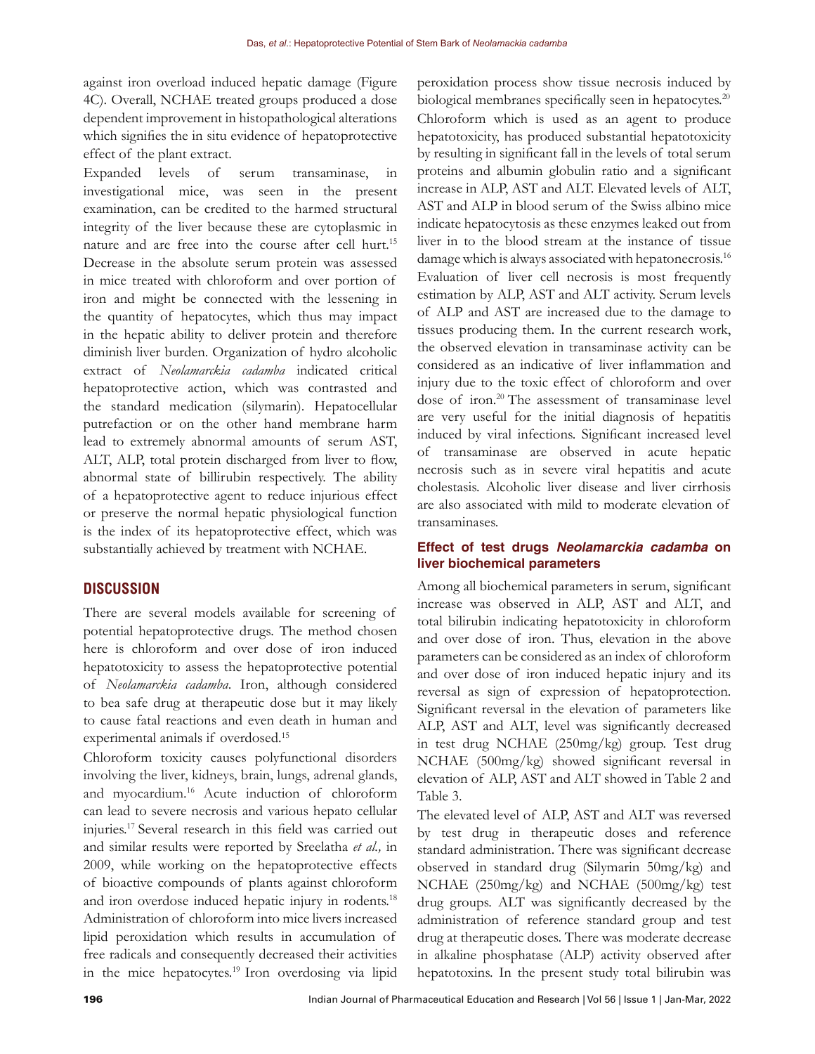against iron overload induced hepatic damage (Figure 4C). Overall, NCHAE treated groups produced a dose dependent improvement in histopathological alterations which signifies the in situ evidence of hepatoprotective effect of the plant extract.

Expanded levels of serum transaminase, in investigational mice, was seen in the present examination, can be credited to the harmed structural integrity of the liver because these are cytoplasmic in nature and are free into the course after cell hurt.[15] Decrease in the absolute serum protein was assessed in mice treated with chloroform and over portion of iron and might be connected with the lessening in the quantity of hepatocytes, which thus may impact in the hepatic ability to deliver protein and therefore diminish liver burden. Organization of hydro alcoholic extract of *Neolamarckia cadamba* indicated critical hepatoprotective action, which was contrasted and the standard medication (silymarin). Hepatocellular putrefaction or on the other hand membrane harm lead to extremely abnormal amounts of serum AST, ALT, ALP, total protein discharged from liver to flow, abnormal state of billirubin respectively. The ability of a hepatoprotective agent to reduce injurious effect or preserve the normal hepatic physiological function is the index of its hepatoprotective effect, which was substantially achieved by treatment with NCHAE.

## DISCUSSION

There are several models available for screening of potential hepatoprotective drugs. The method chosen here is chloroform and over dose of iron induced hepatotoxicity to assess the hepatoprotective potential of *Neolamarckia cadamba*. Iron, although considered to bea safe drug at therapeutic dose but it may likely to cause fatal reactions and even death in human and experimental animals if overdosed.[15]

Chloroform toxicity causes polyfunctional disorders involving the liver, kidneys, brain, lungs, adrenal glands, and myocardium.[16] Acute induction of chloroform can lead to severe necrosis and various hepato cellular injuries.[17] Several research in this field was carried out and similar results were reported by Sreelatha *et al.,* in 2009, while working on the hepatoprotective effects of bioactive compounds of plants against chloroform and iron overdose induced hepatic injury in rodents.[18] Administration of chloroform into mice livers increased lipid peroxidation which results in accumulation of free radicals and consequently decreased their activities in the mice hepatocytes.[19] Iron overdosing via lipid peroxidation process show tissue necrosis induced by biological membranes specifically seen in hepatocytes.[20] Chloroform which is used as an agent to produce hepatotoxicity, has produced substantial hepatotoxicity by resulting in significant fall in the levels of total serum proteins and albumin globulin ratio and a significant increase in ALP, AST and ALT. Elevated levels of ALT, AST and ALP in blood serum of the Swiss albino mice indicate hepatocytosis as these enzymes leaked out from liver in to the blood stream at the instance of tissue damage which is always associated with hepatonecrosis.[16] Evaluation of liver cell necrosis is most frequently estimation by ALP, AST and ALT activity. Serum levels of ALP and AST are increased due to the damage to tissues producing them. In the current research work, the observed elevation in transaminase activity can be considered as an indicative of liver inflammation and injury due to the toxic effect of chloroform and over dose of iron.[20] The assessment of transaminase level are very useful for the initial diagnosis of hepatitis induced by viral infections. Significant increased level of transaminase are observed in acute hepatic necrosis such as in severe viral hepatitis and acute cholestasis. Alcoholic liver disease and liver cirrhosis are also associated with mild to moderate elevation of transaminases.

### Effect of test drugs *Neolamarckia cadamba* on liver biochemical parameters

Among all biochemical parameters in serum, significant increase was observed in ALP, AST and ALT, and total bilirubin indicating hepatotoxicity in chloroform and over dose of iron. Thus, elevation in the above parameters can be considered as an index of chloroform and over dose of iron induced hepatic injury and its reversal as sign of expression of hepatoprotection. Significant reversal in the elevation of parameters like ALP, AST and ALT, level was significantly decreased in test drug NCHAE (250mg/kg) group. Test drug NCHAE (500mg/kg) showed significant reversal in elevation of ALP, AST and ALT showed in Table 2 and Table 3.

The elevated level of ALP, AST and ALT was reversed by test drug in therapeutic doses and reference standard administration. There was significant decrease observed in standard drug (Silymarin 50mg/kg) and NCHAE (250mg/kg) and NCHAE (500mg/kg) test drug groups. ALT was significantly decreased by the administration of reference standard group and test drug at therapeutic doses. There was moderate decrease in alkaline phosphatase (ALP) activity observed after hepatotoxins. In the present study total bilirubin was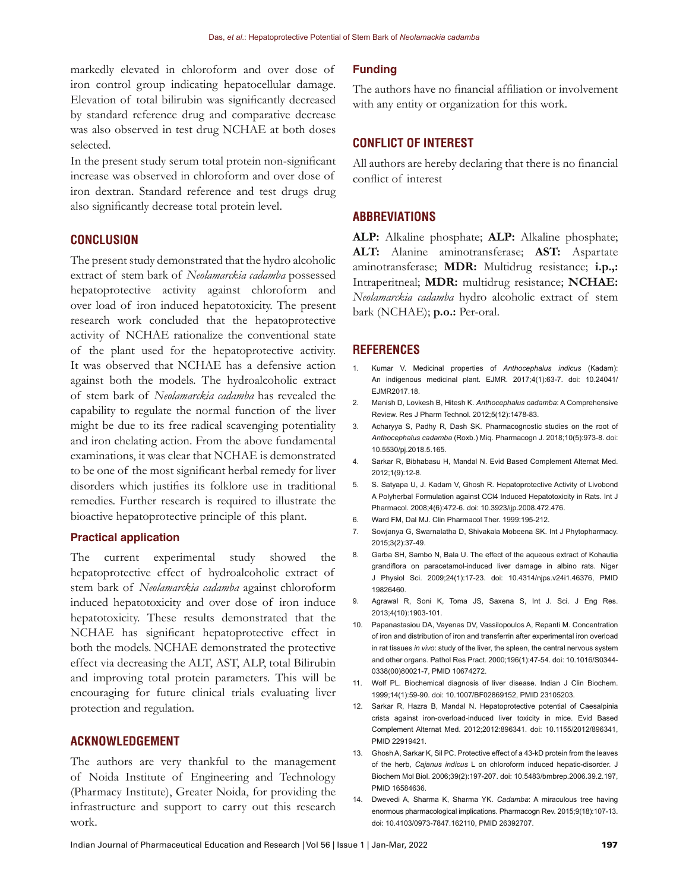markedly elevated in chloroform and over dose of iron control group indicating hepatocellular damage. Elevation of total bilirubin was significantly decreased by standard reference drug and comparative decrease was also observed in test drug NCHAE at both doses selected.

In the present study serum total protein non-significant increase was observed in chloroform and over dose of iron dextran. Standard reference and test drugs drug also significantly decrease total protein level.

## CONCLUSION

The present study demonstrated that the hydro alcoholic extract of stem bark of *Neolamarckia cadamba* possessed hepatoprotective activity against chloroform and over load of iron induced hepatotoxicity. The present research work concluded that the hepatoprotective activity of NCHAE rationalize the conventional state of the plant used for the hepatoprotective activity. It was observed that NCHAE has a defensive action against both the models. The hydroalcoholic extract of stem bark of *Neolamarckia cadamba* has revealed the capability to regulate the normal function of the liver might be due to its free radical scavenging potentiality and iron chelating action. From the above fundamental examinations, it was clear that NCHAE is demonstrated to be one of the most significant herbal remedy for liver disorders which justifies its folklore use in traditional remedies. Further research is required to illustrate the bioactive hepatoprotective principle of this plant.

### Practical application

The current experimental study showed the hepatoprotective effect of hydroalcoholic extract of stem bark of *Neolamarckia cadamba* against chloroform induced hepatotoxicity and over dose of iron induce hepatotoxicity. These results demonstrated that the NCHAE has significant hepatoprotective effect in both the models. NCHAE demonstrated the protective effect via decreasing the ALT, AST, ALP, total Bilirubin and improving total protein parameters. This will be encouraging for future clinical trials evaluating liver protection and regulation.

## ACKNOWLEDGEMENT

The authors are very thankful to the management of Noida Institute of Engineering and Technology (Pharmacy Institute), Greater Noida, for providing the infrastructure and support to carry out this research work.

### Funding

The authors have no financial affiliation or involvement with any entity or organization for this work.

## CONFLICT OF INTEREST

All authors are hereby declaring that there is no financial conflict of interest

## ABBREVIATIONS

**ALP:** Alkaline phosphate; **ALP:** Alkaline phosphate; **ALT:** Alanine aminotransferase; **AST:** Aspartate aminotransferase; **MDR:** Multidrug resistance; **i.p.,:** Intraperitneal; **MDR:** multidrug resistance; **NCHAE:** *Neolamarckia cadamba* hydro alcoholic extract of stem bark (NCHAE); **p.o.:** Per-oral.

## REFERENCES

1. Kumar V. Medicinal properties of *Anthocephalus indicus* (Kadam): An indigenous medicinal plant. EJMR. 2017;4(1):63-7. doi: 10.24041/EJMR2017.18.
2. Manish D, Lovkesh B, Hitesh K. *Anthocephalus cadamba*: A Comprehensive Review. Res J Pharm Technol. 2012;5(12):1478-83.
3. Acharyya S, Padhy R, Dash SK. Pharmacognostic studies on the root of *Anthocephalus cadamba* (Roxb.) Miq. Pharmacogn J. 2018;10(5):973-8. doi: 10.5530/pj.2018.5.165.
4. Sarkar R, Bibhabasu H, Mandal N. Evid Based Complement Alternat Med. 2012;1(9):12-8.
5. S. Satyapa U, J. Kadam V, Ghosh R. Hepatoprotective Activity of Livobond A Polyherbal Formulation against CCl4 Induced Hepatotoxicity in Rats. Int J Pharmacol. 2008;4(6):472-6. doi: 10.3923/ijp.2008.472.476.
6. Ward FM, Dal MJ. Clin Pharmacol Ther. 1999:195-212.
7. Sowjanya G, Swarnalatha D, Shivakala Mobeena SK. Int J Phytopharmacy. 2015;3(2):37-49.
8. Garba SH, Sambo N, Bala U. The effect of the aqueous extract of Kohautia grandiflora on paracetamol-induced liver damage in albino rats. Niger J Physiol Sci. 2009;24(1):17-23. doi: 10.4314/njps.v24i1.46376, PMID 19826460.
9. Agrawal R, Soni K, Toma JS, Saxena S, Int J. Sci. J Eng Res. 2013;4(10):1903-101.
10. Papanastasiou DA, Vayenas DV, Vassilopoulos A, Repanti M. Concentration of iron and distribution of iron and transferrin after experimental iron overload in rat tissues *in vivo*: study of the liver, the spleen, the central nervous system and other organs. Pathol Res Pract. 2000;196(1):47-54. doi: 10.1016/S0344-0338(00)80021-7, PMID 10674272.
11. Wolf PL. Biochemical diagnosis of liver disease. Indian J Clin Biochem. 1999;14(1):59-90. doi: 10.1007/BF02869152, PMID 23105203.
12. Sarkar R, Hazra B, Mandal N. Hepatoprotective potential of Caesalpinia crista against iron-overload-induced liver toxicity in mice. Evid Based Complement Alternat Med. 2012;2012:896341. doi: 10.1155/2012/896341, PMID 22919421.
13. Ghosh A, Sarkar K, Sil PC. Protective effect of a 43-kD protein from the leaves of the herb, *Cajanus indicus* L on chloroform induced hepatic-disorder. J Biochem Mol Biol. 2006;39(2):197-207. doi: 10.5483/bmbrep.2006.39.2.197, PMID 16584636.
14. Dwevedi A, Sharma K, Sharma YK. *Cadamba*: A miraculous tree having enormous pharmacological implications. Pharmacogn Rev. 2015;9(18):107-13. doi: 10.4103/0973-7847.162110, PMID 26392707.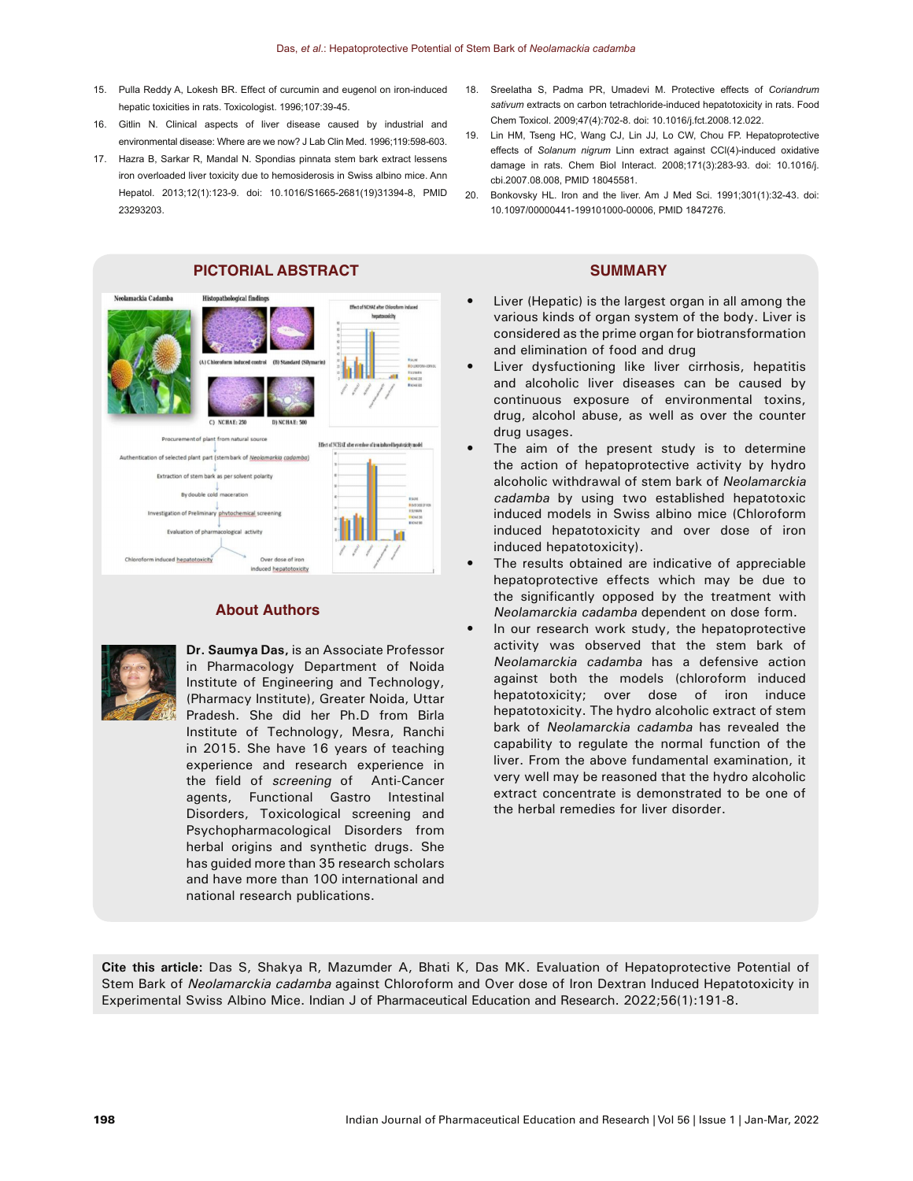15. Pulla Reddy A, Lokesh BR. Effect of curcumin and eugenol on iron-induced hepatic toxicities in rats. Toxicologist. 1996;107:39-45.
16. Gitlin N. Clinical aspects of liver disease caused by industrial and environmental disease: Where are we now? J Lab Clin Med. 1996;119:598-603.
17. Hazra B, Sarkar R, Mandal N. Spondias pinnata stem bark extract lessens iron overloaded liver toxicity due to hemosiderosis in Swiss albino mice. Ann Hepatol. 2013;12(1):123-9. doi: 10.1016/S1665-2681(19)31394-8, PMID 23293203.
18. Sreelatha S, Padma PR, Umadevi M. Protective effects of *Coriandrum sativum* extracts on carbon tetrachloride-induced hepatotoxicity in rats. Food Chem Toxicol. 2009;47(4):702-8. doi: 10.1016/j.fct.2008.12.022.
19. Lin HM, Tseng HC, Wang CJ, Lin JJ, Lo CW, Chou FP. Hepatoprotective effects of *Solanum nigrum* Linn extract against CCl(4)-induced oxidative damage in rats. Chem Biol Interact. 2008;171(3):283-93. doi: 10.1016/j.cbi.2007.08.008, PMID 18045581.
20. Bonkovsky HL. Iron and the liver. Am J Med Sci. 1991;301(1):32-43. doi: 10.1097/00000441-199101000-00006, PMID 1847276.

## PICTORIAL ABSTRACT

Neolamackia Cadamba

Histopathological findings

(A) Chloroform induced control (B) Standard (Silymarin)

C) NCHAE: 250 D) NCHAE: 500

Effect of NCHAE after Chloroform induced hepatotoxicity

Procurement of plant from natural source

Authentication of selected plant part (stem bark of *Neolamarkia cadamba*)

Extraction of stem bark as per solvent polarity

By double cold maceration

Investigation of Preliminary phytochemical screening

Evaluation of pharmacological activity

Chloroform induced hepatotoxicity

Over dose of iron induced hepatotoxicity

Effect of NCHAE after overdose of iron induced hepatotoxicity model

## SUMMARY

- Liver (Hepatic) is the largest organ in all among the various kinds of organ system of the body. Liver is considered as the prime organ for biotransformation and elimination of food and drug
- Liver dysfunctioning like liver cirrhosis, hepatitis and alcoholic liver diseases can be caused by continuous exposure of environmental toxins, drug, alcohol abuse, as well as over the counter drug usages.
- The aim of the present study is to determine the action of hepatoprotective activity by hydro alcoholic withdrawal of stem bark of *Neolamarckia cadamba* by using two established hepatotoxic induced models in Swiss albino mice (Chloroform induced hepatotoxicity and over dose of iron induced hepatotoxicity).
- The results obtained are indicative of appreciable hepatoprotective effects which may be due to the significantly opposed by the treatment with *Neolamarckia cadamba* dependent on dose form.
- In our research work study, the hepatoprotective activity was observed that the stem bark of *Neolamarckia cadamba* has a defensive action against both the models (chloroform induced hepatotoxicity; over dose of iron induce hepatotoxicity. The hydro alcoholic extract of stem bark of *Neolamarckia cadamba* has revealed the capability to regulate the normal function of the liver. From the above fundamental examination, it very well may be reasoned that the hydro alcoholic extract concentrate is demonstrated to be one of the herbal remedies for liver disorder.

## About Authors

**Dr. Saumya Das,** is an Associate Professor in Pharmacology Department of Noida Institute of Engineering and Technology, (Pharmacy Institute), Greater Noida, Uttar Pradesh. She did her Ph.D from Birla Institute of Technology, Mesra, Ranchi in 2015. She have 16 years of teaching experience and research experience in the field of *screening* of Anti-Cancer agents, Functional Gastro Intestinal Disorders, Toxicological screening and Psychopharmacological Disorders from herbal origins and synthetic drugs. She has guided more than 35 research scholars and have more than 100 international and national research publications.

**Cite this article:** Das S, Shakya R, Mazumder A, Bhati K, Das MK. Evaluation of Hepatoprotective Potential of Stem Bark of *Neolamarckia cadamba* against Chloroform and Over dose of Iron Dextran Induced Hepatotoxicity in Experimental Swiss Albino Mice. Indian J of Pharmaceutical Education and Research. 2022;56(1):191-8.